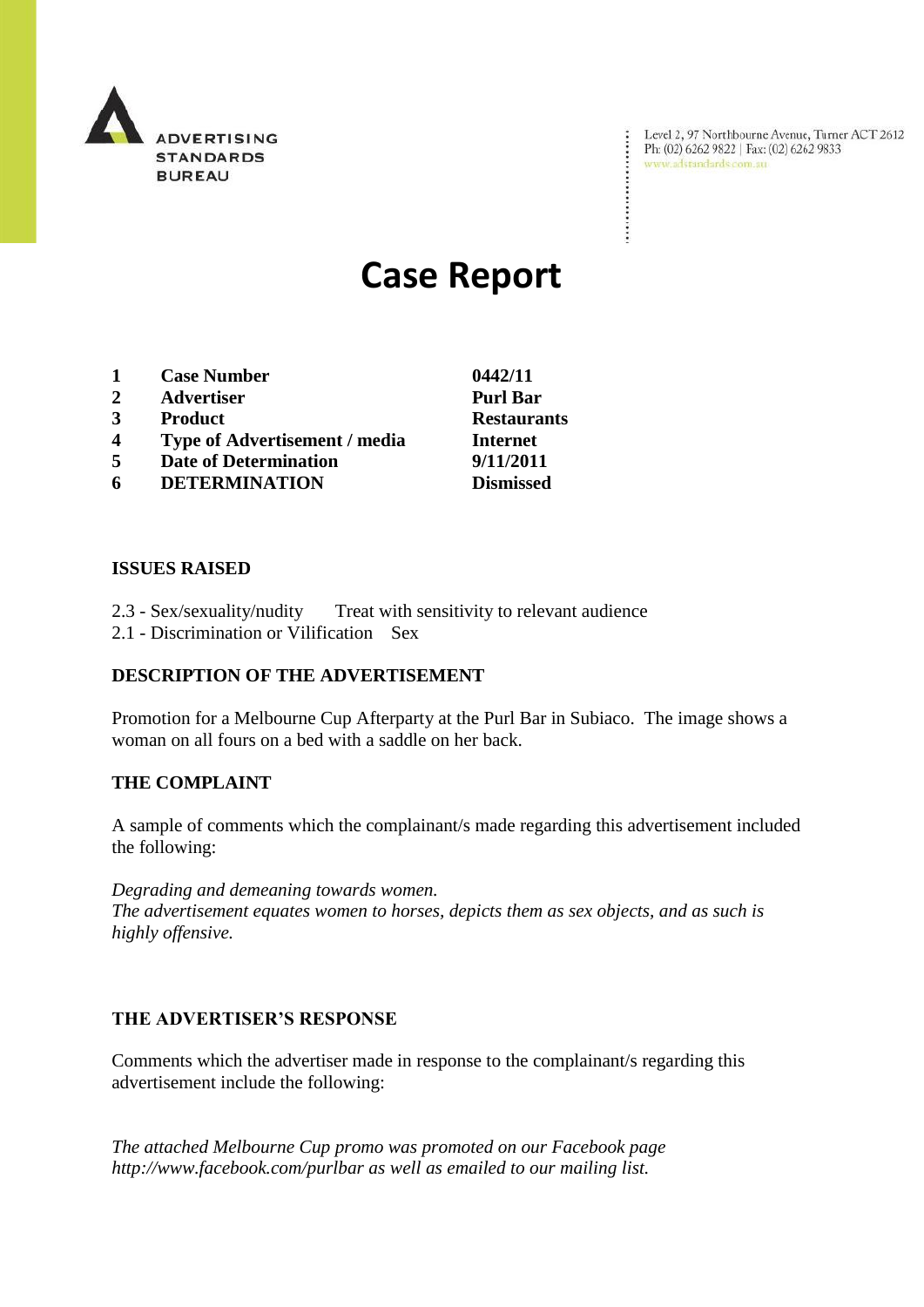ADVERTISING STANDARDS BUREAU

Level 2, 97 Northbourne Avenue, Turner ACT 2612
Ph: (02) 6262 9822 | Fax: (02) 6262 9833
www.adstandards.com.au

# Case Report

| | | |
|---|---|---|
| 1 | **Case Number** | **0442/11** |
| 2 | **Advertiser** | **Purl Bar** |
| 3 | **Product** | **Restaurants** |
| 4 | **Type of Advertisement / media** | **Internet** |
| 5 | **Date of Determination** | **9/11/2011** |
| 6 | **DETERMINATION** | **Dismissed** |

### ISSUES RAISED

2.3 - Sex/sexuality/nudity Treat with sensitivity to relevant audience
2.1 - Discrimination or Vilification Sex

### DESCRIPTION OF THE ADVERTISEMENT

Promotion for a Melbourne Cup Afterparty at the Purl Bar in Subiaco. The image shows a woman on all fours on a bed with a saddle on her back.

### THE COMPLAINT

A sample of comments which the complainant/s made regarding this advertisement included the following:

*Degrading and demeaning towards women.*
*The advertisement equates women to horses, depicts them as sex objects, and as such is highly offensive.*

### THE ADVERTISER'S RESPONSE

Comments which the advertiser made in response to the complainant/s regarding this advertisement include the following:

*The attached Melbourne Cup promo was promoted on our Facebook page http://www.facebook.com/purlbar as well as emailed to our mailing list.*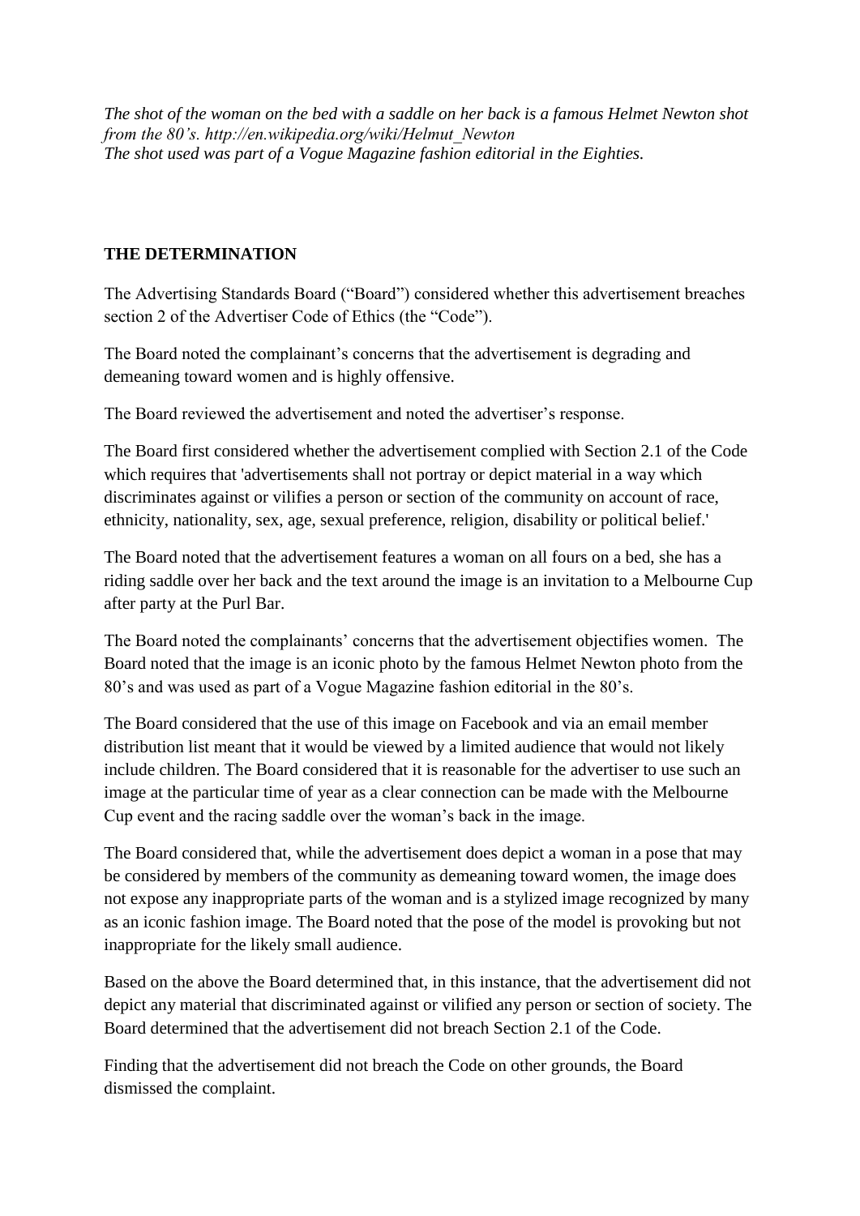*The shot of the woman on the bed with a saddle on her back is a famous Helmet Newton shot from the 80's. http://en.wikipedia.org/wiki/Helmut_Newton*
*The shot used was part of a Vogue Magazine fashion editorial in the Eighties.*

**THE DETERMINATION**

The Advertising Standards Board ("Board") considered whether this advertisement breaches section 2 of the Advertiser Code of Ethics (the "Code").

The Board noted the complainant's concerns that the advertisement is degrading and demeaning toward women and is highly offensive.

The Board reviewed the advertisement and noted the advertiser's response.

The Board first considered whether the advertisement complied with Section 2.1 of the Code which requires that 'advertisements shall not portray or depict material in a way which discriminates against or vilifies a person or section of the community on account of race, ethnicity, nationality, sex, age, sexual preference, religion, disability or political belief.'

The Board noted that the advertisement features a woman on all fours on a bed, she has a riding saddle over her back and the text around the image is an invitation to a Melbourne Cup after party at the Purl Bar.

The Board noted the complainants' concerns that the advertisement objectifies women. The Board noted that the image is an iconic photo by the famous Helmet Newton photo from the 80's and was used as part of a Vogue Magazine fashion editorial in the 80's.

The Board considered that the use of this image on Facebook and via an email member distribution list meant that it would be viewed by a limited audience that would not likely include children. The Board considered that it is reasonable for the advertiser to use such an image at the particular time of year as a clear connection can be made with the Melbourne Cup event and the racing saddle over the woman's back in the image.

The Board considered that, while the advertisement does depict a woman in a pose that may be considered by members of the community as demeaning toward women, the image does not expose any inappropriate parts of the woman and is a stylized image recognized by many as an iconic fashion image. The Board noted that the pose of the model is provoking but not inappropriate for the likely small audience.

Based on the above the Board determined that, in this instance, that the advertisement did not depict any material that discriminated against or vilified any person or section of society. The Board determined that the advertisement did not breach Section 2.1 of the Code.

Finding that the advertisement did not breach the Code on other grounds, the Board dismissed the complaint.